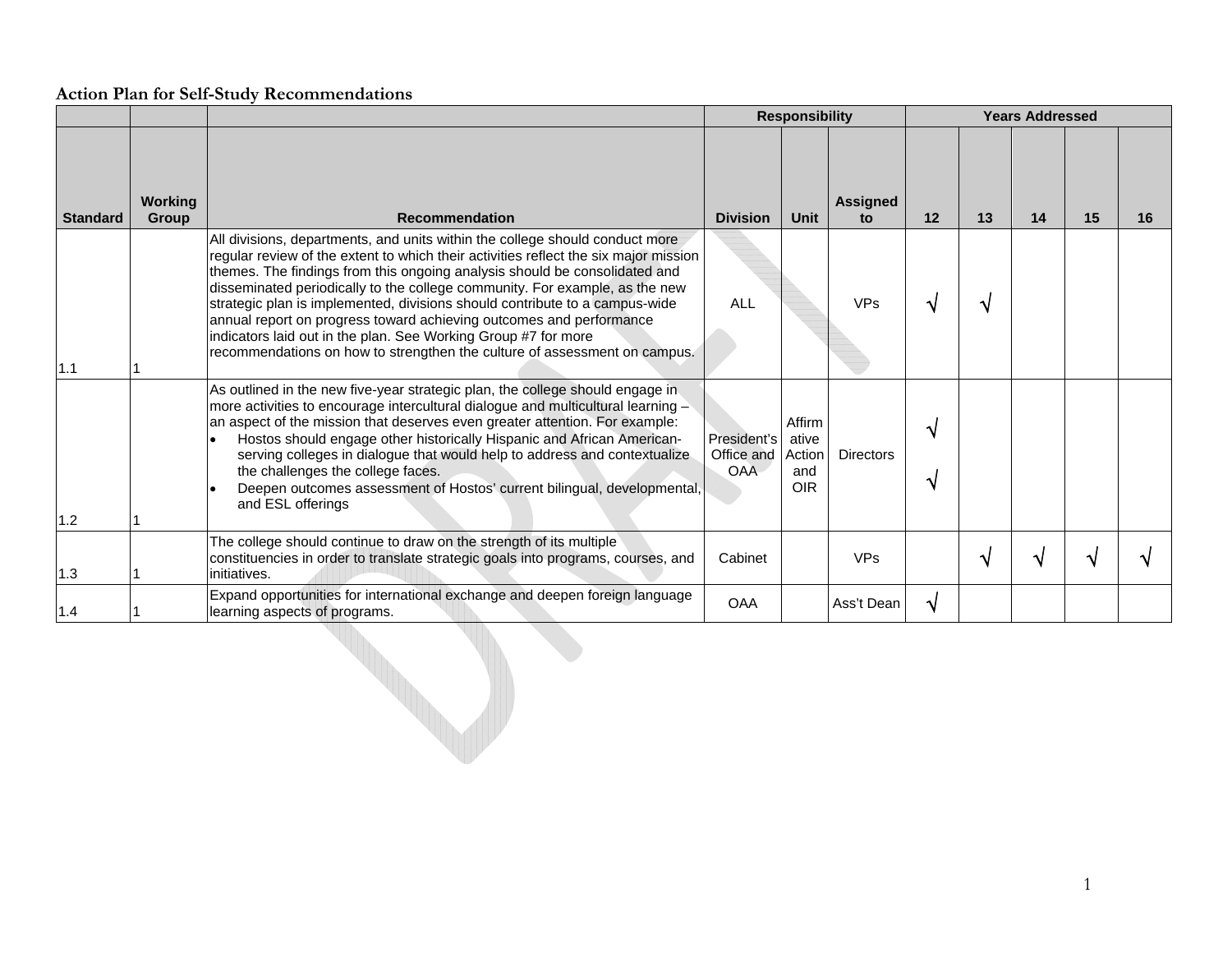**Action Plan for Self-Study Recommendations**

| | | | Responsibility | | | Years Addressed | | | | |
|---|---|---|---|---|---|---|---|---|---|---|
| Standard | Working Group | Recommendation | Division | Unit | Assigned to | 12 | 13 | 14 | 15 | 16 |
| 1.1 | 1 | All divisions, departments, and units within the college should conduct more regular review of the extent to which their activities reflect the six major mission themes. The findings from this ongoing analysis should be consolidated and disseminated periodically to the college community. For example, as the new strategic plan is implemented, divisions should contribute to a campus-wide annual report on progress toward achieving outcomes and performance indicators laid out in the plan. See Working Group #7 for more recommendations on how to strengthen the culture of assessment on campus. | ALL | | VPs | √ | √ | | | |
| 1.2 | 1 | As outlined in the new five-year strategic plan, the college should engage in more activities to encourage intercultural dialogue and multicultural learning – an aspect of the mission that deserves even greater attention. For example:<br>• Hostos should engage other historically Hispanic and African American-serving colleges in dialogue that would help to address and contextualize the challenges the college faces.<br>• Deepen outcomes assessment of Hostos' current bilingual, developmental, and ESL offerings | President's Office and OAA | Affirmative Action and OIR | Directors | √<br>√ | | | | |
| 1.3 | 1 | The college should continue to draw on the strength of its multiple constituencies in order to translate strategic goals into programs, courses, and initiatives. | Cabinet | | VPs | | √ | √ | √ | √ |
| 1.4 | 1 | Expand opportunities for international exchange and deepen foreign language learning aspects of programs. | OAA | | Ass't Dean | √ | | | | |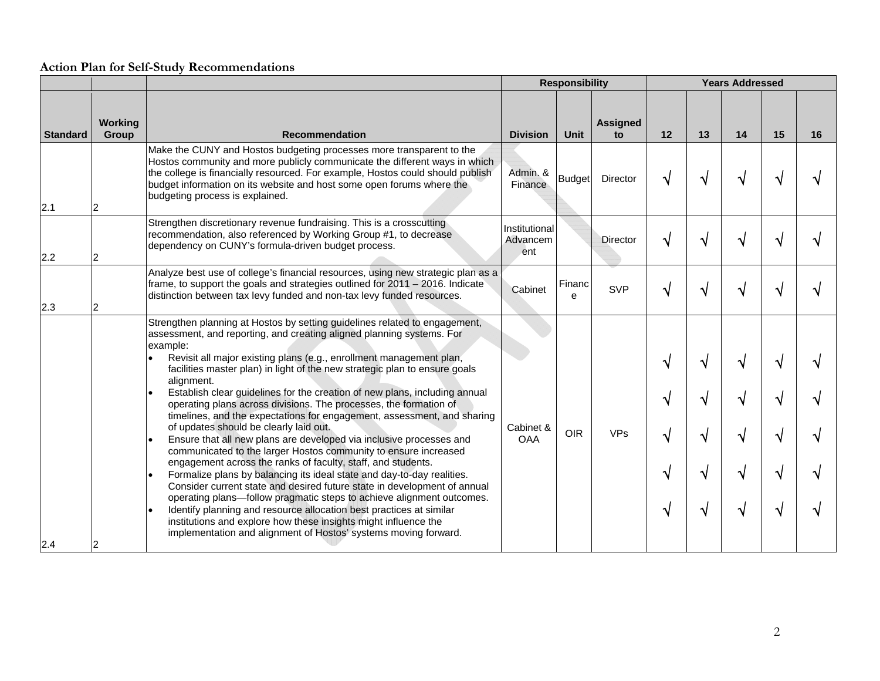**Action Plan for Self-Study Recommendations**

| | | | Responsibility | | | Years Addressed | | | | |
|---|---|---|---|---|---|---|---|---|---|---|
| Standard | Working Group | Recommendation | Division | Unit | Assigned to | 12 | 13 | 14 | 15 | 16 |
| 2.1 | 2 | Make the CUNY and Hostos budgeting processes more transparent to the Hostos community and more publicly communicate the different ways in which the college is financially resourced. For example, Hostos could should publish budget information on its website and host some open forums where the budgeting process is explained. | Admin. & Finance | Budget | Director | √ | √ | √ | √ | √ |
| 2.2 | 2 | Strengthen discretionary revenue fundraising. This is a crosscutting recommendation, also referenced by Working Group #1, to decrease dependency on CUNY's formula-driven budget process. | Institutional Advancement | | Director | √ | √ | √ | √ | √ |
| 2.3 | 2 | Analyze best use of college's financial resources, using new strategic plan as a frame, to support the goals and strategies outlined for 2011 – 2016. Indicate distinction between tax levy funded and non-tax levy funded resources. | Cabinet | Finance | SVP | √ | √ | √ | √ | √ |
| 2.4 | 2 | Strengthen planning at Hostos by setting guidelines related to engagement, assessment, and reporting, and creating aligned planning systems. For example:<br>• Revisit all major existing plans (e.g., enrollment management plan, facilities master plan) in light of the new strategic plan to ensure goals alignment.<br>• Establish clear guidelines for the creation of new plans, including annual operating plans across divisions. The processes, the formation of timelines, and the expectations for engagement, assessment, and sharing of updates should be clearly laid out.<br>• Ensure that all new plans are developed via inclusive processes and communicated to the larger Hostos community to ensure increased engagement across the ranks of faculty, staff, and students.<br>• Formalize plans by balancing its ideal state and day-to-day realities. Consider current state and desired future state in development of annual operating plans—follow pragmatic steps to achieve alignment outcomes.<br>• Identify planning and resource allocation best practices at similar institutions and explore how these insights might influence the implementation and alignment of Hostos' systems moving forward. | Cabinet & OAA | OIR | VPs | √<br>√<br>√<br>√<br>√ | √<br>√<br>√<br>√<br>√ | √<br>√<br>√<br>√<br>√ | √<br>√<br>√<br>√<br>√ | √<br>√<br>√<br>√<br>√ |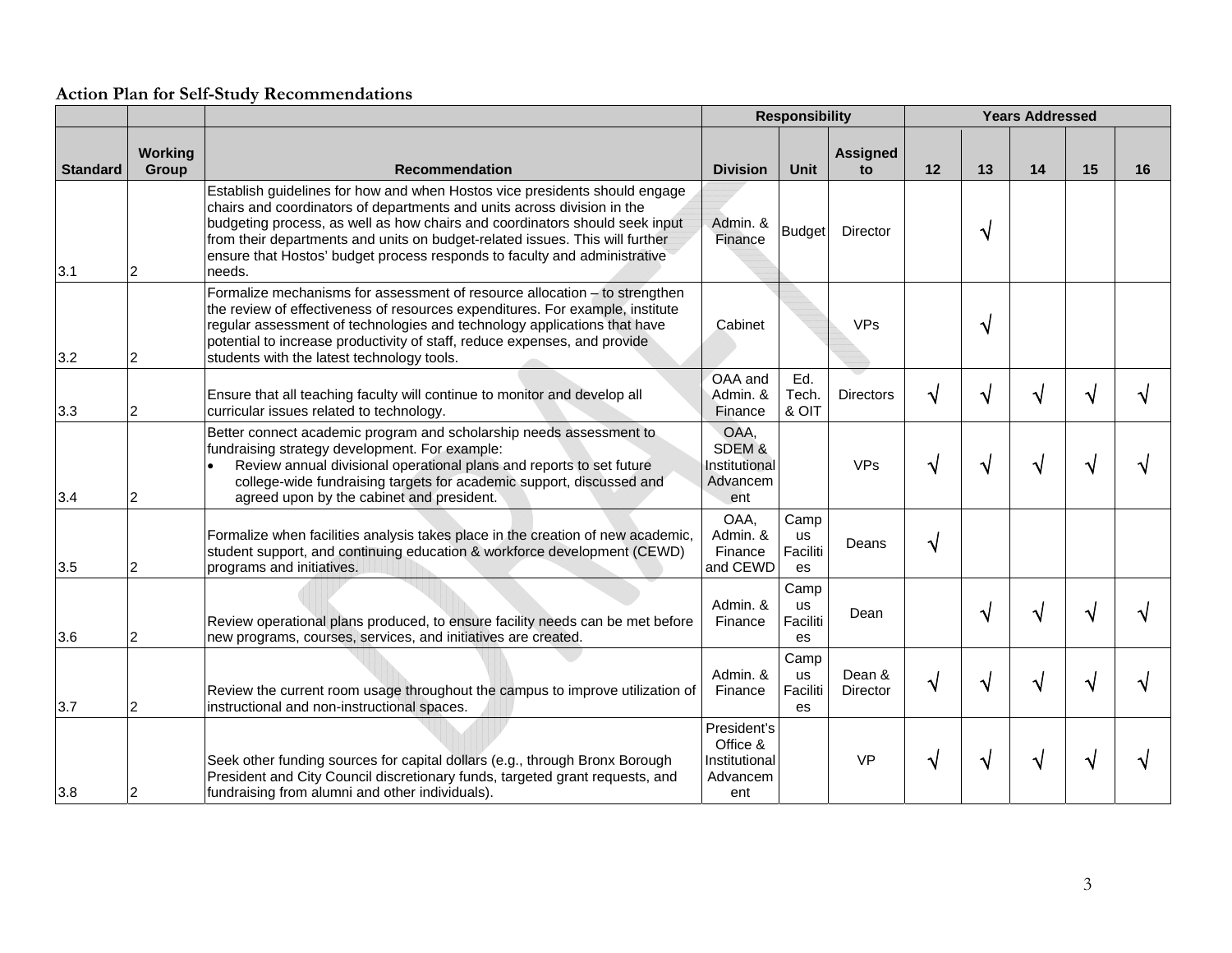**Action Plan for Self-Study Recommendations**

| | | | Responsibility | | | Years Addressed | | | | |
|---|---|---|---|---|---|---|---|---|---|---|
| Standard | Working Group | Recommendation | Division | Unit | Assigned to | 12 | 13 | 14 | 15 | 16 |
| 3.1 | 2 | Establish guidelines for how and when Hostos vice presidents should engage chairs and coordinators of departments and units across division in the budgeting process, as well as how chairs and coordinators should seek input from their departments and units on budget-related issues. This will further ensure that Hostos' budget process responds to faculty and administrative needs. | Admin. & Finance | Budget | Director | | √ | | | |
| 3.2 | 2 | Formalize mechanisms for assessment of resource allocation – to strengthen the review of effectiveness of resources expenditures. For example, institute regular assessment of technologies and technology applications that have potential to increase productivity of staff, reduce expenses, and provide students with the latest technology tools. | Cabinet | | VPs | | √ | | | |
| 3.3 | 2 | Ensure that all teaching faculty will continue to monitor and develop all curricular issues related to technology. | OAA and Admin. & Finance | Ed. Tech. & OIT | Directors | √ | √ | √ | √ | √ |
| 3.4 | 2 | Better connect academic program and scholarship needs assessment to fundraising strategy development. For example:<br>• Review annual divisional operational plans and reports to set future college-wide fundraising targets for academic support, discussed and agreed upon by the cabinet and president. | OAA, SDEM & Institutional Advancement | | VPs | √ | √ | √ | √ | √ |
| 3.5 | 2 | Formalize when facilities analysis takes place in the creation of new academic, student support, and continuing education & workforce development (CEWD) programs and initiatives. | OAA, Admin. & Finance and CEWD | Campus Facilities | Deans | √ | | | | |
| 3.6 | 2 | Review operational plans produced, to ensure facility needs can be met before new programs, courses, services, and initiatives are created. | Admin. & Finance | Campus Facilities | Dean | | √ | √ | √ | √ |
| 3.7 | 2 | Review the current room usage throughout the campus to improve utilization of instructional and non-instructional spaces. | Admin. & Finance | Campus Facilities | Dean & Director | √ | √ | √ | √ | √ |
| 3.8 | 2 | Seek other funding sources for capital dollars (e.g., through Bronx Borough President and City Council discretionary funds, targeted grant requests, and fundraising from alumni and other individuals). | President's Office & Institutional Advancement | | VP | √ | √ | √ | √ | √ |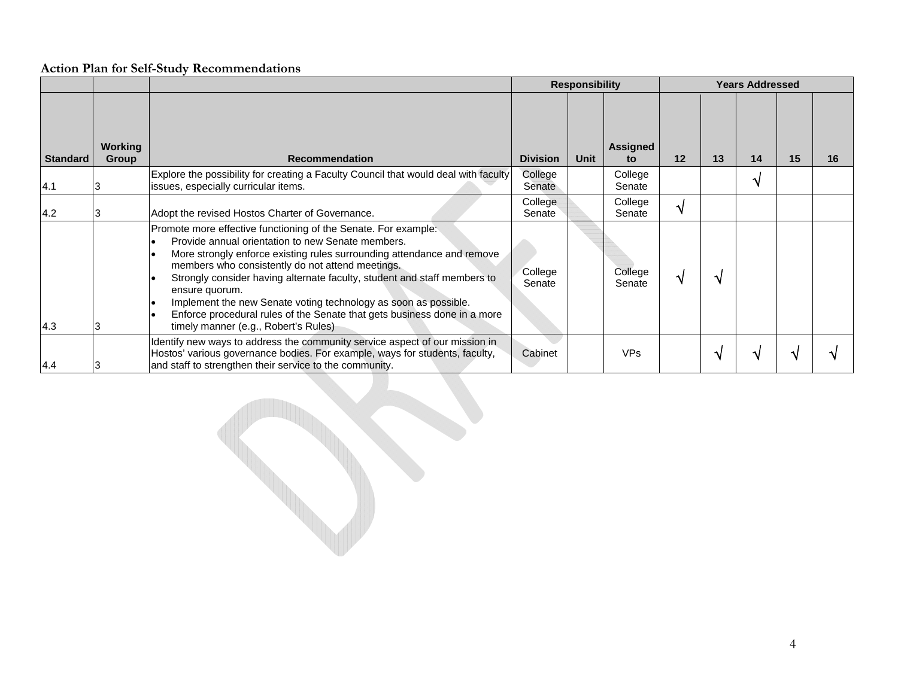**Action Plan for Self-Study Recommendations**

| | | | Responsibility | | | Years Addressed | | | | |
|---|---|---|---|---|---|---|---|---|---|---|
| **Standard** | **Working Group** | **Recommendation** | **Division** | **Unit** | **Assigned to** | **12** | **13** | **14** | **15** | **16** |
| 4.1 | 3 | Explore the possibility for creating a Faculty Council that would deal with faculty issues, especially curricular items. | College Senate | | College Senate | | | √ | | |
| 4.2 | 3 | Adopt the revised Hostos Charter of Governance. | College Senate | | College Senate | √ | | | | |
| 4.3 | 3 | Promote more effective functioning of the Senate. For example:<br>• Provide annual orientation to new Senate members.<br>• More strongly enforce existing rules surrounding attendance and remove members who consistently do not attend meetings.<br>• Strongly consider having alternate faculty, student and staff members to ensure quorum.<br>• Implement the new Senate voting technology as soon as possible.<br>• Enforce procedural rules of the Senate that gets business done in a more timely manner (e.g., Robert's Rules) | College Senate | | College Senate | √ | √ | | | |
| 4.4 | 3 | Identify new ways to address the community service aspect of our mission in Hostos' various governance bodies. For example, ways for students, faculty, and staff to strengthen their service to the community. | Cabinet | | VPs | | √ | √ | √ | √ |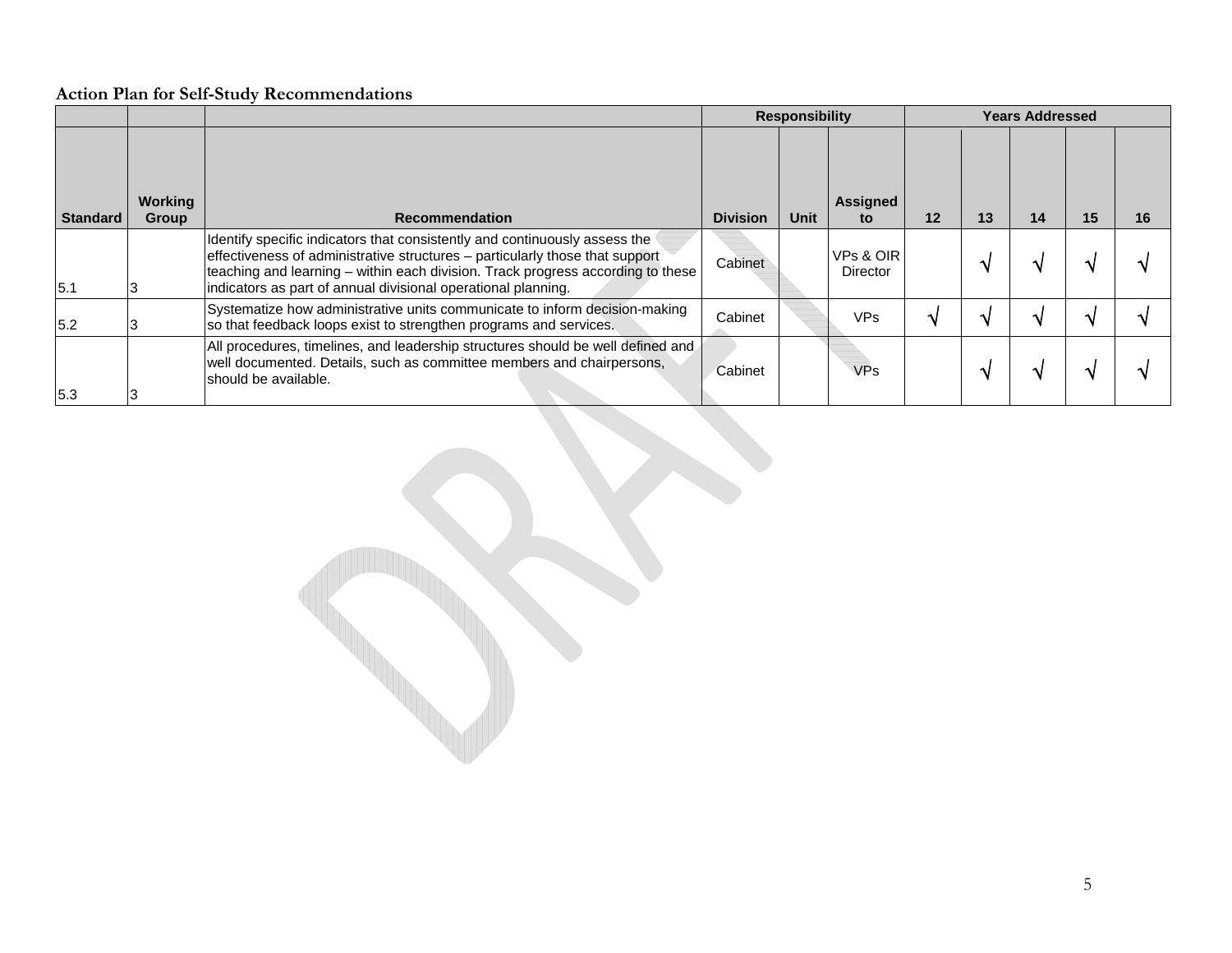**Action Plan for Self-Study Recommendations**

| | | | Responsibility | | | Years Addressed | | | | |
|---|---|---|---|---|---|---|---|---|---|---|
| Standard | Working Group | Recommendation | Division | Unit | Assigned to | 12 | 13 | 14 | 15 | 16 |
| 5.1 | 3 | Identify specific indicators that consistently and continuously assess the effectiveness of administrative structures – particularly those that support teaching and learning – within each division. Track progress according to these indicators as part of annual divisional operational planning. | Cabinet | | VPs & OIR Director | | √ | √ | √ | √ |
| 5.2 | 3 | Systematize how administrative units communicate to inform decision-making so that feedback loops exist to strengthen programs and services. | Cabinet | | VPs | √ | √ | √ | √ | √ |
| 5.3 | 3 | All procedures, timelines, and leadership structures should be well defined and well documented. Details, such as committee members and chairpersons, should be available. | Cabinet | | VPs | | √ | √ | √ | √ |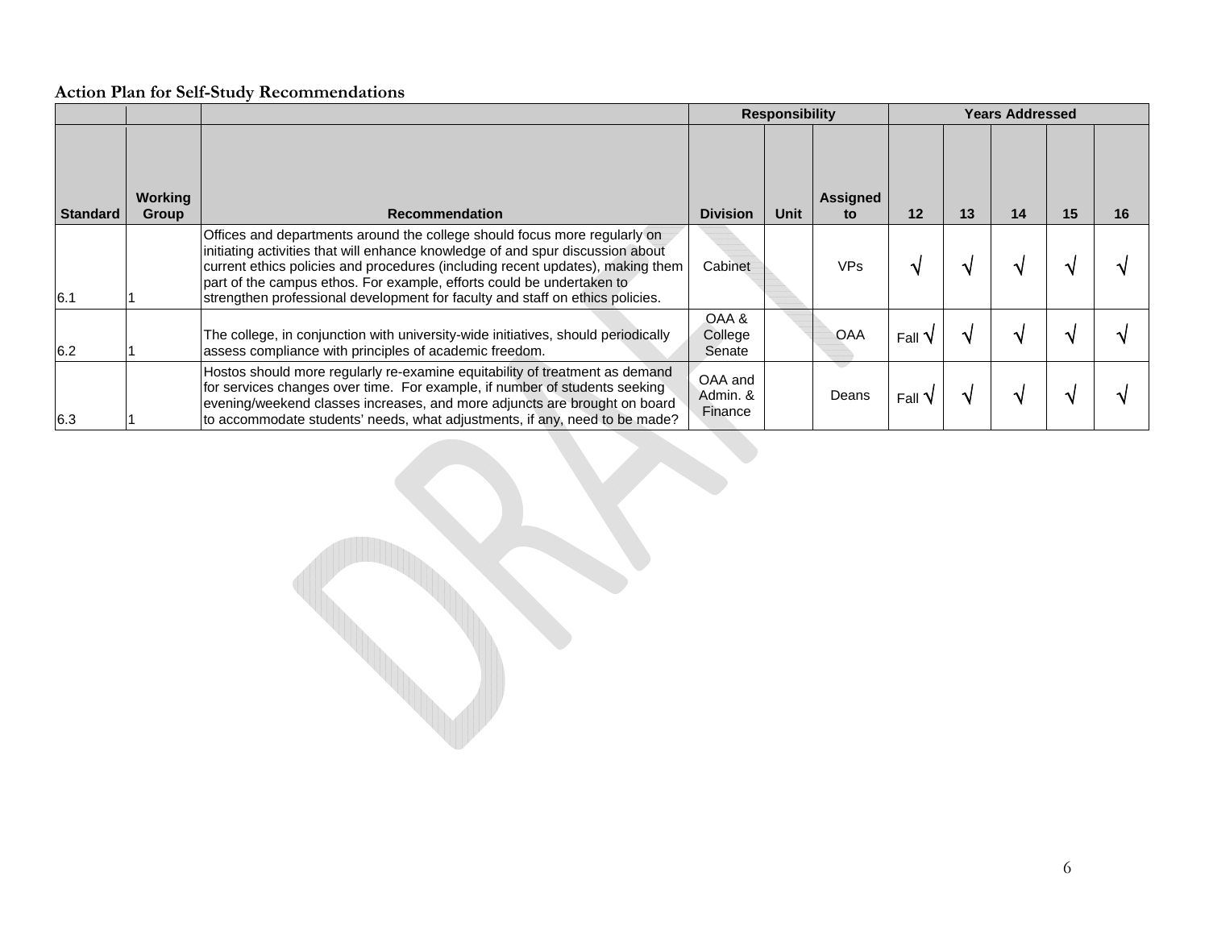**Action Plan for Self-Study Recommendations**

| | | | Responsibility | | | Years Addressed | | | | |
|---|---|---|---|---|---|---|---|---|---|---|
| Standard | Working Group | Recommendation | Division | Unit | Assigned to | 12 | 13 | 14 | 15 | 16 |
| 6.1 | 1 | Offices and departments around the college should focus more regularly on initiating activities that will enhance knowledge of and spur discussion about current ethics policies and procedures (including recent updates), making them part of the campus ethos. For example, efforts could be undertaken to strengthen professional development for faculty and staff on ethics policies. | Cabinet | | VPs | √ | √ | √ | √ | √ |
| 6.2 | 1 | The college, in conjunction with university-wide initiatives, should periodically assess compliance with principles of academic freedom. | OAA & College Senate | | OAA | Fall √ | √ | √ | √ | √ |
| 6.3 | 1 | Hostos should more regularly re-examine equitability of treatment as demand for services changes over time. For example, if number of students seeking evening/weekend classes increases, and more adjuncts are brought on board to accommodate students' needs, what adjustments, if any, need to be made? | OAA and Admin. & Finance | | Deans | Fall √ | √ | √ | √ | √ |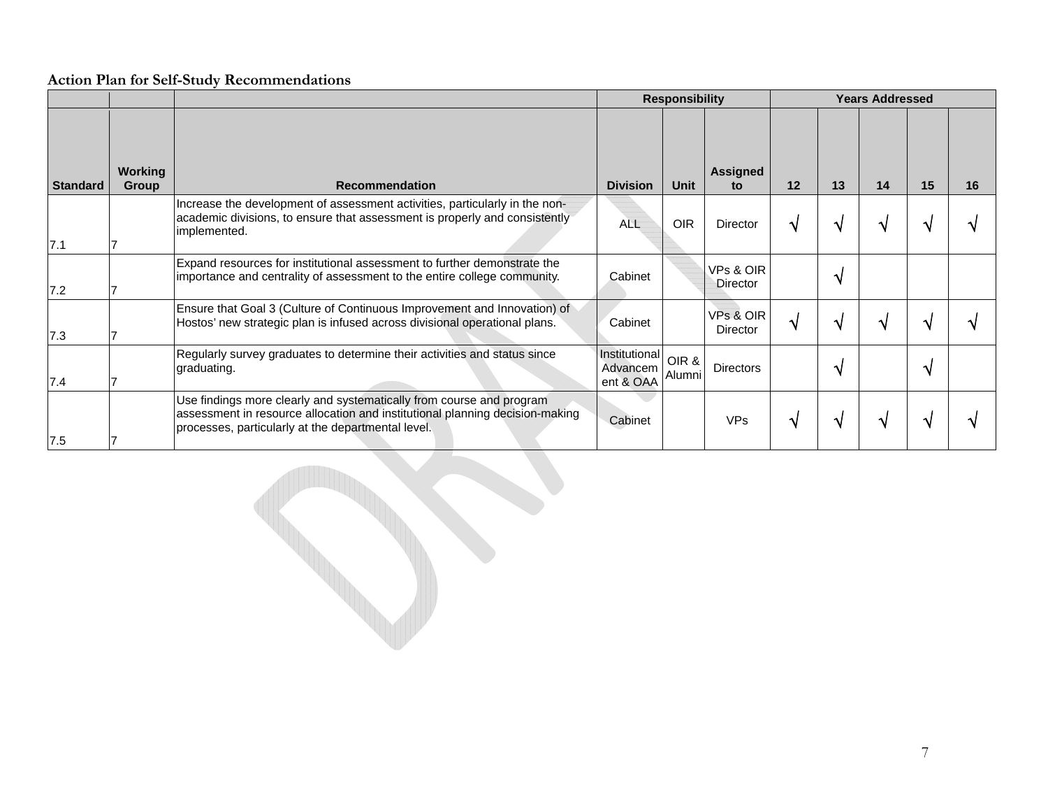**Action Plan for Self-Study Recommendations**

| | | | Responsibility | | | Years Addressed | | | | |
|---|---|---|---|---|---|---|---|---|---|---|
| Standard | Working Group | Recommendation | Division | Unit | Assigned to | 12 | 13 | 14 | 15 | 16 |
| 7.1 | 7 | Increase the development of assessment activities, particularly in the non-academic divisions, to ensure that assessment is properly and consistently implemented. | ALL | OIR | Director | √ | √ | √ | √ | √ |
| 7.2 | 7 | Expand resources for institutional assessment to further demonstrate the importance and centrality of assessment to the entire college community. | Cabinet | | VPs & OIR Director | | √ | | | |
| 7.3 | 7 | Ensure that Goal 3 (Culture of Continuous Improvement and Innovation) of Hostos' new strategic plan is infused across divisional operational plans. | Cabinet | | VPs & OIR Director | √ | √ | √ | √ | √ |
| 7.4 | 7 | Regularly survey graduates to determine their activities and status since graduating. | Institutional Advancement & OAA | OIR & Alumni | Directors | | √ | | √ | |
| 7.5 | 7 | Use findings more clearly and systematically from course and program assessment in resource allocation and institutional planning decision-making processes, particularly at the departmental level. | Cabinet | | VPs | √ | √ | √ | √ | √ |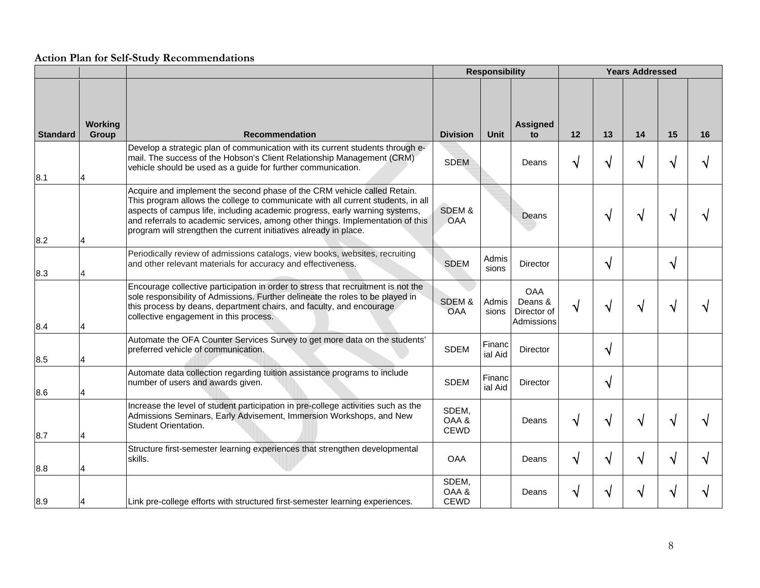**Action Plan for Self-Study Recommendations**

| | | | Responsibility | | | Years Addressed | | | | |
|---|---|---|---|---|---|---|---|---|---|---|
| Standard | Working Group | Recommendation | Division | Unit | Assigned to | 12 | 13 | 14 | 15 | 16 |
| 8.1 | 4 | Develop a strategic plan of communication with its current students through e-mail. The success of the Hobson's Client Relationship Management (CRM) vehicle should be used as a guide for further communication. | SDEM | | Deans | √ | √ | √ | √ | √ |
| 8.2 | 4 | Acquire and implement the second phase of the CRM vehicle called Retain. This program allows the college to communicate with all current students, in all aspects of campus life, including academic progress, early warning systems, and referrals to academic services, among other things. Implementation of this program will strengthen the current initiatives already in place. | SDEM & OAA | | Deans | | √ | √ | √ | √ |
| 8.3 | 4 | Periodically review of admissions catalogs, view books, websites, recruiting and other relevant materials for accuracy and effectiveness. | SDEM | Admissions | Director | | √ | | √ | |
| 8.4 | 4 | Encourage collective participation in order to stress that recruitment is not the sole responsibility of Admissions. Further delineate the roles to be played in this process by deans, department chairs, and faculty, and encourage collective engagement in this process. | SDEM & OAA | Admissions | OAA Deans & Director of Admissions | √ | √ | √ | √ | √ |
| 8.5 | 4 | Automate the OFA Counter Services Survey to get more data on the students' preferred vehicle of communication. | SDEM | Financial Aid | Director | | √ | | | |
| 8.6 | 4 | Automate data collection regarding tuition assistance programs to include number of users and awards given. | SDEM | Financial Aid | Director | | √ | | | |
| 8.7 | 4 | Increase the level of student participation in pre-college activities such as the Admissions Seminars, Early Advisement, Immersion Workshops, and New Student Orientation. | SDEM, OAA & CEWD | | Deans | √ | √ | √ | √ | √ |
| 8.8 | 4 | Structure first-semester learning experiences that strengthen developmental skills. | OAA | | Deans | √ | √ | √ | √ | √ |
| 8.9 | 4 | Link pre-college efforts with structured first-semester learning experiences. | SDEM, OAA & CEWD | | Deans | √ | √ | √ | √ | √ |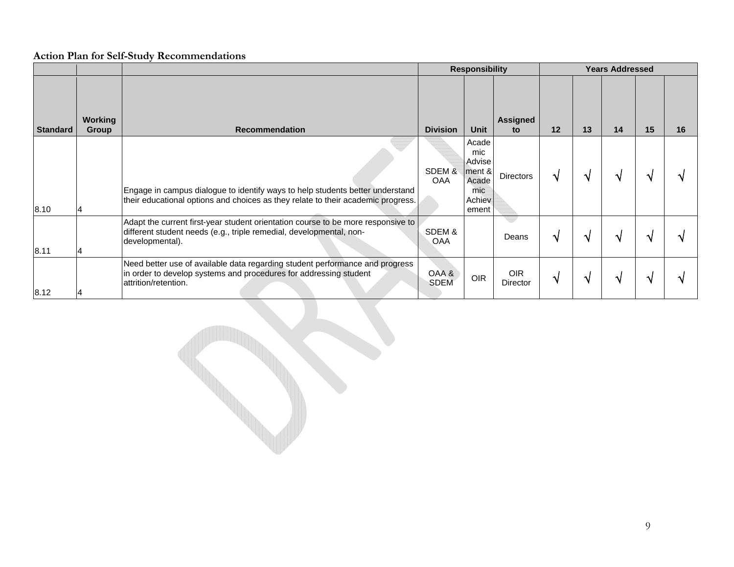**Action Plan for Self-Study Recommendations**

| | | | Responsibility | | | Years Addressed | | | | |
|---|---|---|---|---|---|---|---|---|---|---|
| Standard | Working Group | Recommendation | Division | Unit | Assigned to | 12 | 13 | 14 | 15 | 16 |
| 8.10 | 4 | Engage in campus dialogue to identify ways to help students better understand their educational options and choices as they relate to their academic progress. | SDEM & OAA | Academic Advisement & Academic Achievement | Directors | √ | √ | √ | √ | √ |
| 8.11 | 4 | Adapt the current first-year student orientation course to be more responsive to different student needs (e.g., triple remedial, developmental, non-developmental). | SDEM & OAA | | Deans | √ | √ | √ | √ | √ |
| 8.12 | 4 | Need better use of available data regarding student performance and progress in order to develop systems and procedures for addressing student attrition/retention. | OAA & SDEM | OIR | OIR Director | √ | √ | √ | √ | √ |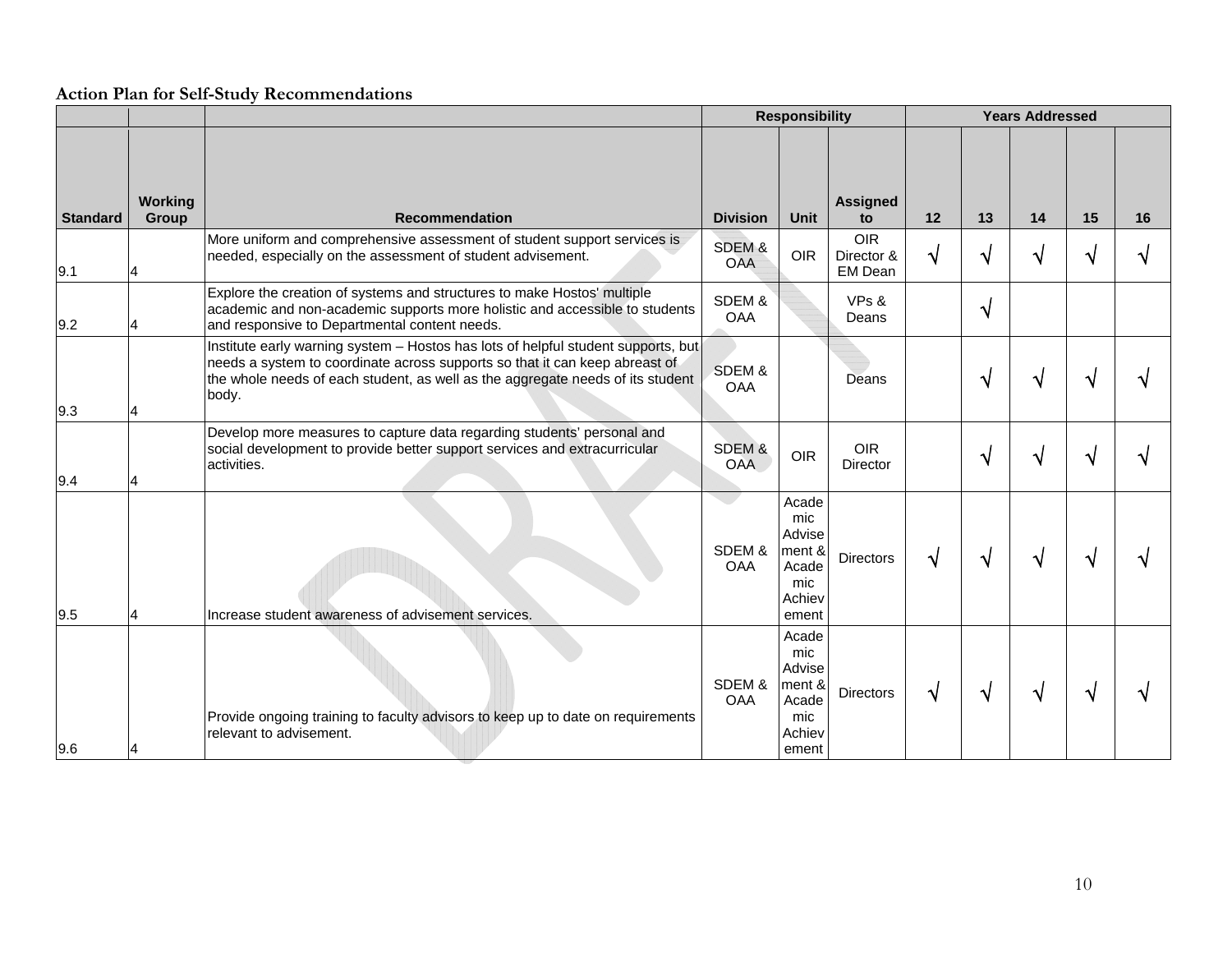**Action Plan for Self-Study Recommendations**

| | | | Responsibility | | | Years Addressed | | | | |
|---|---|---|---|---|---|---|---|---|---|---|
| **Standard** | **Working Group** | **Recommendation** | **Division** | **Unit** | **Assigned to** | **12** | **13** | **14** | **15** | **16** |
| 9.1 | 4 | More uniform and comprehensive assessment of student support services is needed, especially on the assessment of student advisement. | SDEM & OAA | OIR | OIR Director & EM Dean | √ | √ | √ | √ | √ |
| 9.2 | 4 | Explore the creation of systems and structures to make Hostos' multiple academic and non-academic supports more holistic and accessible to students and responsive to Departmental content needs. | SDEM & OAA | | VPs & Deans | | √ | | | |
| 9.3 | 4 | Institute early warning system – Hostos has lots of helpful student supports, but needs a system to coordinate across supports so that it can keep abreast of the whole needs of each student, as well as the aggregate needs of its student body. | SDEM & OAA | | Deans | | √ | √ | √ | √ |
| 9.4 | 4 | Develop more measures to capture data regarding students' personal and social development to provide better support services and extracurricular activities. | SDEM & OAA | OIR | OIR Director | | √ | √ | √ | √ |
| 9.5 | 4 | Increase student awareness of advisement services. | SDEM & OAA | Academic Advisement & Academic Achievement | Directors | √ | √ | √ | √ | √ |
| 9.6 | 4 | Provide ongoing training to faculty advisors to keep up to date on requirements relevant to advisement. | SDEM & OAA | Academic Advisement & Academic Achievement | Directors | √ | √ | √ | √ | √ |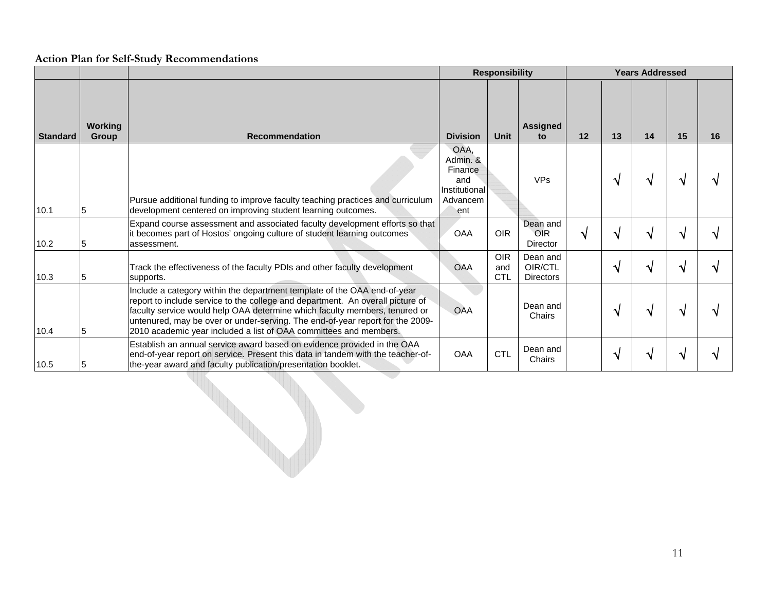**Action Plan for Self-Study Recommendations**

| | | | Responsibility | | | Years Addressed | | | | |
|---|---|---|---|---|---|---|---|---|---|---|
| **Standard** | **Working Group** | **Recommendation** | **Division** | **Unit** | **Assigned to** | **12** | **13** | **14** | **15** | **16** |
| 10.1 | 5 | Pursue additional funding to improve faculty teaching practices and curriculum development centered on improving student learning outcomes. | OAA, Admin. & Finance and Institutional Advancement | | VPs | | √ | √ | √ | √ |
| 10.2 | 5 | Expand course assessment and associated faculty development efforts so that it becomes part of Hostos' ongoing culture of student learning outcomes assessment. | OAA | OIR | Dean and OIR Director | √ | √ | √ | √ | √ |
| 10.3 | 5 | Track the effectiveness of the faculty PDIs and other faculty development supports. | OAA | OIR and CTL | Dean and OIR/CTL Directors | | √ | √ | √ | √ |
| 10.4 | 5 | Include a category within the department template of the OAA end-of-year report to include service to the college and department. An overall picture of faculty service would help OAA determine which faculty members, tenured or untenured, may be over or under-serving. The end-of-year report for the 2009-2010 academic year included a list of OAA committees and members. | OAA | | Dean and Chairs | | √ | √ | √ | √ |
| 10.5 | 5 | Establish an annual service award based on evidence provided in the OAA end-of-year report on service. Present this data in tandem with the teacher-of-the-year award and faculty publication/presentation booklet. | OAA | CTL | Dean and Chairs | | √ | √ | √ | √ |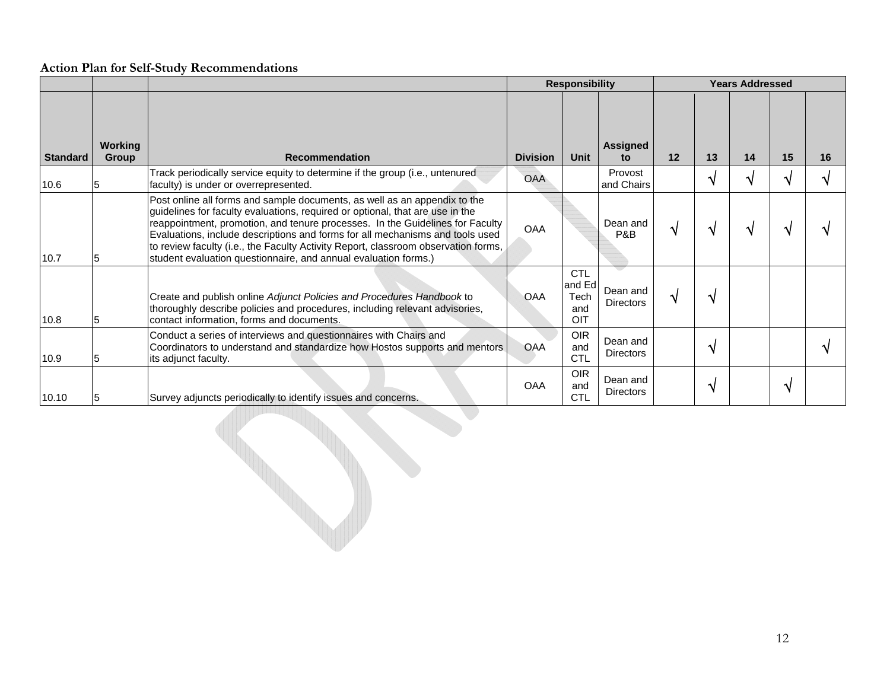**Action Plan for Self-Study Recommendations**

| | | | Responsibility | | | Years Addressed | | | | |
|---|---|---|---|---|---|---|---|---|---|---|
| Standard | Working Group | Recommendation | Division | Unit | Assigned to | 12 | 13 | 14 | 15 | 16 |
| 10.6 | 5 | Track periodically service equity to determine if the group (i.e., untenured faculty) is under or overrepresented. | OAA | | Provost and Chairs | | √ | √ | √ | √ |
| 10.7 | 5 | Post online all forms and sample documents, as well as an appendix to the guidelines for faculty evaluations, required or optional, that are use in the reappointment, promotion, and tenure processes. In the Guidelines for Faculty Evaluations, include descriptions and forms for all mechanisms and tools used to review faculty (i.e., the Faculty Activity Report, classroom observation forms, student evaluation questionnaire, and annual evaluation forms.) | OAA | | Dean and P&B | √ | √ | √ | √ | √ |
| 10.8 | 5 | Create and publish online *Adjunct Policies and Procedures Handbook* to thoroughly describe policies and procedures, including relevant advisories, contact information, forms and documents. | OAA | CTL and Ed Tech and OIT | Dean and Directors | √ | √ | | | |
| 10.9 | 5 | Conduct a series of interviews and questionnaires with Chairs and Coordinators to understand and standardize how Hostos supports and mentors its adjunct faculty. | OAA | OIR and CTL | Dean and Directors | | √ | | | √ |
| 10.10 | 5 | Survey adjuncts periodically to identify issues and concerns. | OAA | OIR and CTL | Dean and Directors | | √ | | √ | |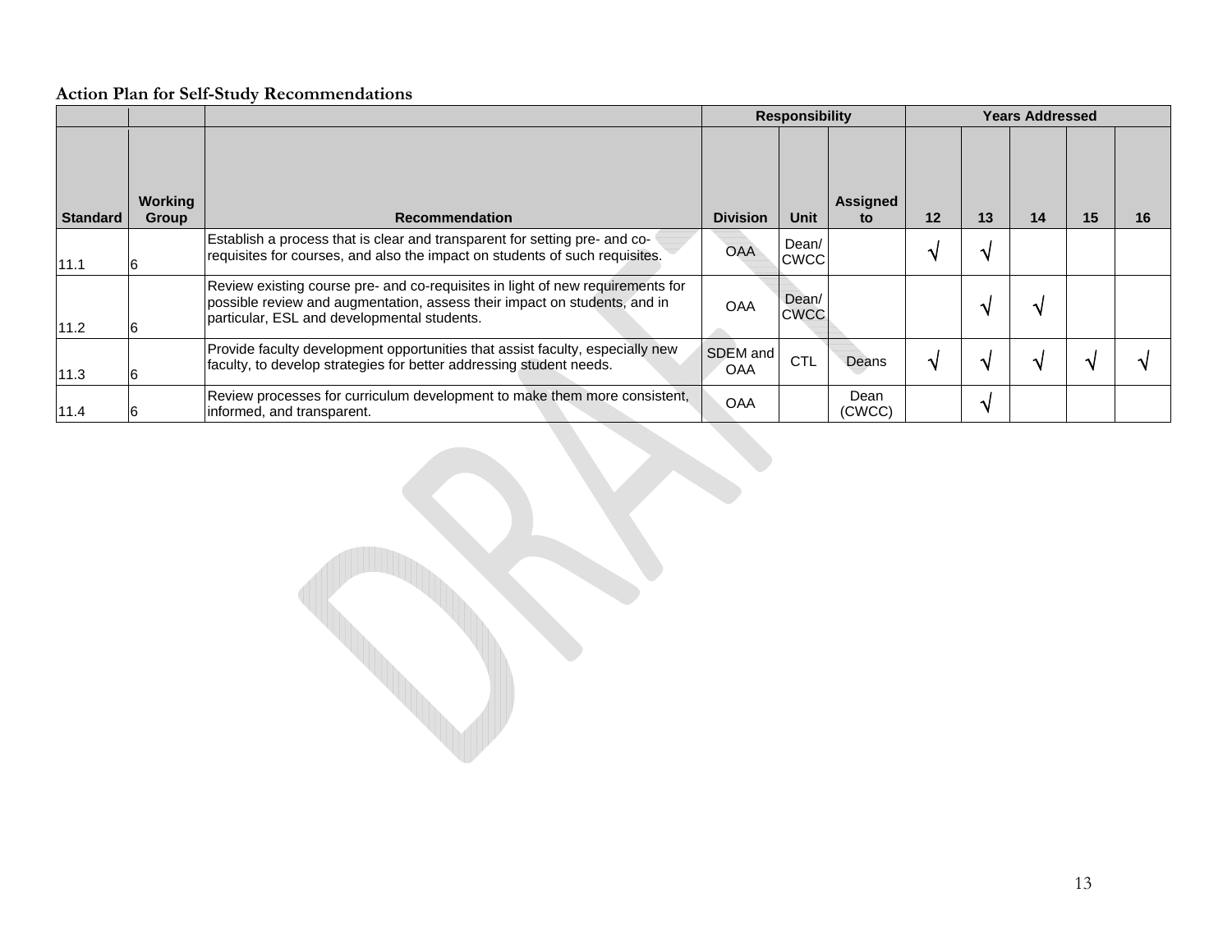**Action Plan for Self-Study Recommendations**

| | | | Responsibility | | | Years Addressed | | | | |
|---|---|---|---|---|---|---|---|---|---|---|
| **Standard** | **Working Group** | **Recommendation** | **Division** | **Unit** | **Assigned to** | **12** | **13** | **14** | **15** | **16** |
| 11.1 | 6 | Establish a process that is clear and transparent for setting pre- and co-requisites for courses, and also the impact on students of such requisites. | OAA | Dean/ CWCC | | √ | √ | | | |
| 11.2 | 6 | Review existing course pre- and co-requisites in light of new requirements for possible review and augmentation, assess their impact on students, and in particular, ESL and developmental students. | OAA | Dean/ CWCC | | | √ | √ | | |
| 11.3 | 6 | Provide faculty development opportunities that assist faculty, especially new faculty, to develop strategies for better addressing student needs. | SDEM and OAA | CTL | Deans | √ | √ | √ | √ | √ |
| 11.4 | 6 | Review processes for curriculum development to make them more consistent, informed, and transparent. | OAA | | Dean (CWCC) | | √ | | | |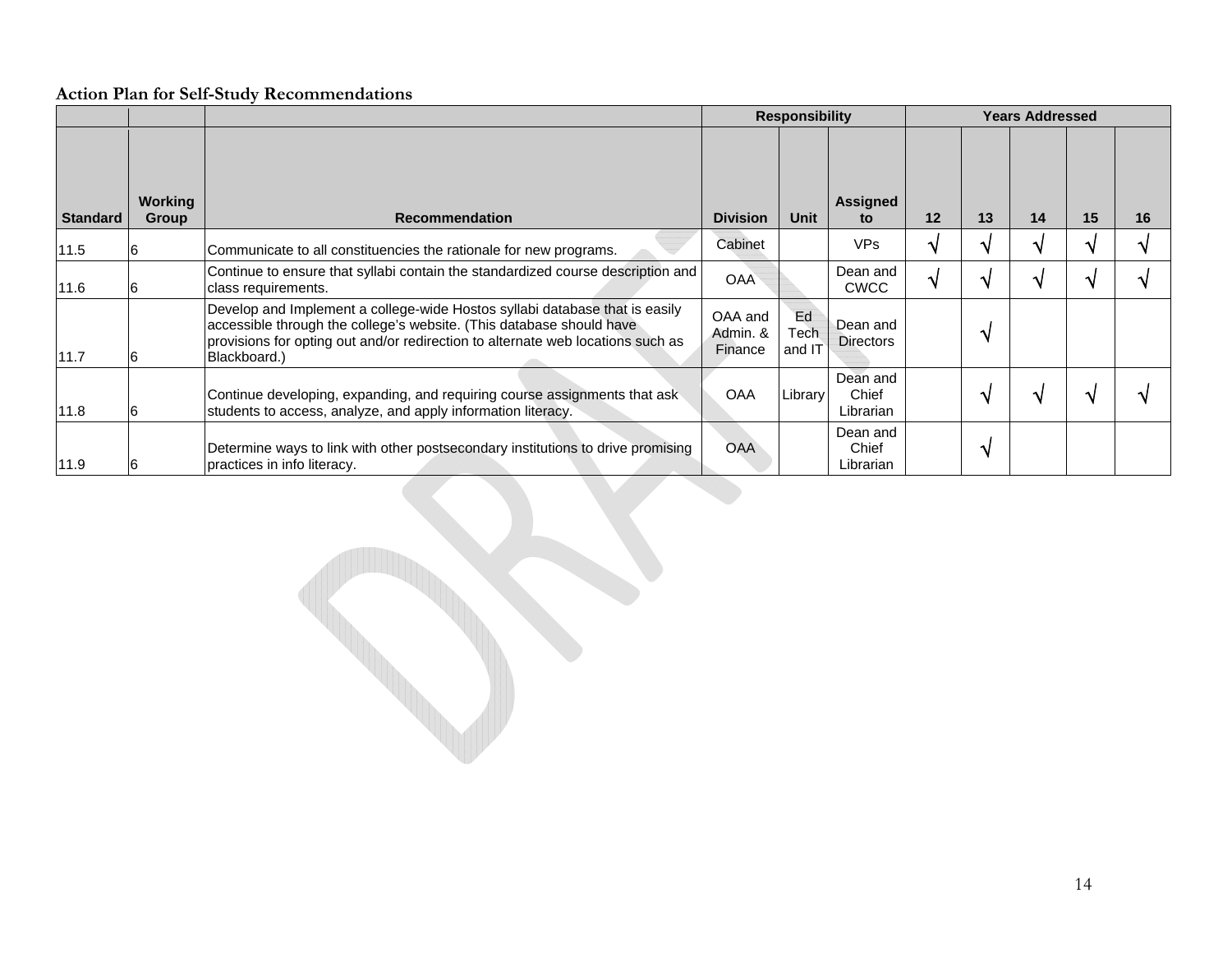**Action Plan for Self-Study Recommendations**

| | | | Responsibility | | | Years Addressed | | | | |
|---|---|---|---|---|---|---|---|---|---|---|
| **Standard** | **Working Group** | **Recommendation** | **Division** | **Unit** | **Assigned to** | **12** | **13** | **14** | **15** | **16** |
| 11.5 | 6 | Communicate to all constituencies the rationale for new programs. | Cabinet | | VPs | √ | √ | √ | √ | √ |
| 11.6 | 6 | Continue to ensure that syllabi contain the standardized course description and class requirements. | OAA | | Dean and CWCC | √ | √ | √ | √ | √ |
| 11.7 | 6 | Develop and Implement a college-wide Hostos syllabi database that is easily accessible through the college's website. (This database should have provisions for opting out and/or redirection to alternate web locations such as Blackboard.) | OAA and Admin. & Finance | Ed Tech and IT | Dean and Directors | | √ | | | |
| 11.8 | 6 | Continue developing, expanding, and requiring course assignments that ask students to access, analyze, and apply information literacy. | OAA | Library | Dean and Chief Librarian | | √ | √ | √ | √ |
| 11.9 | 6 | Determine ways to link with other postsecondary institutions to drive promising practices in info literacy. | OAA | | Dean and Chief Librarian | | √ | | | |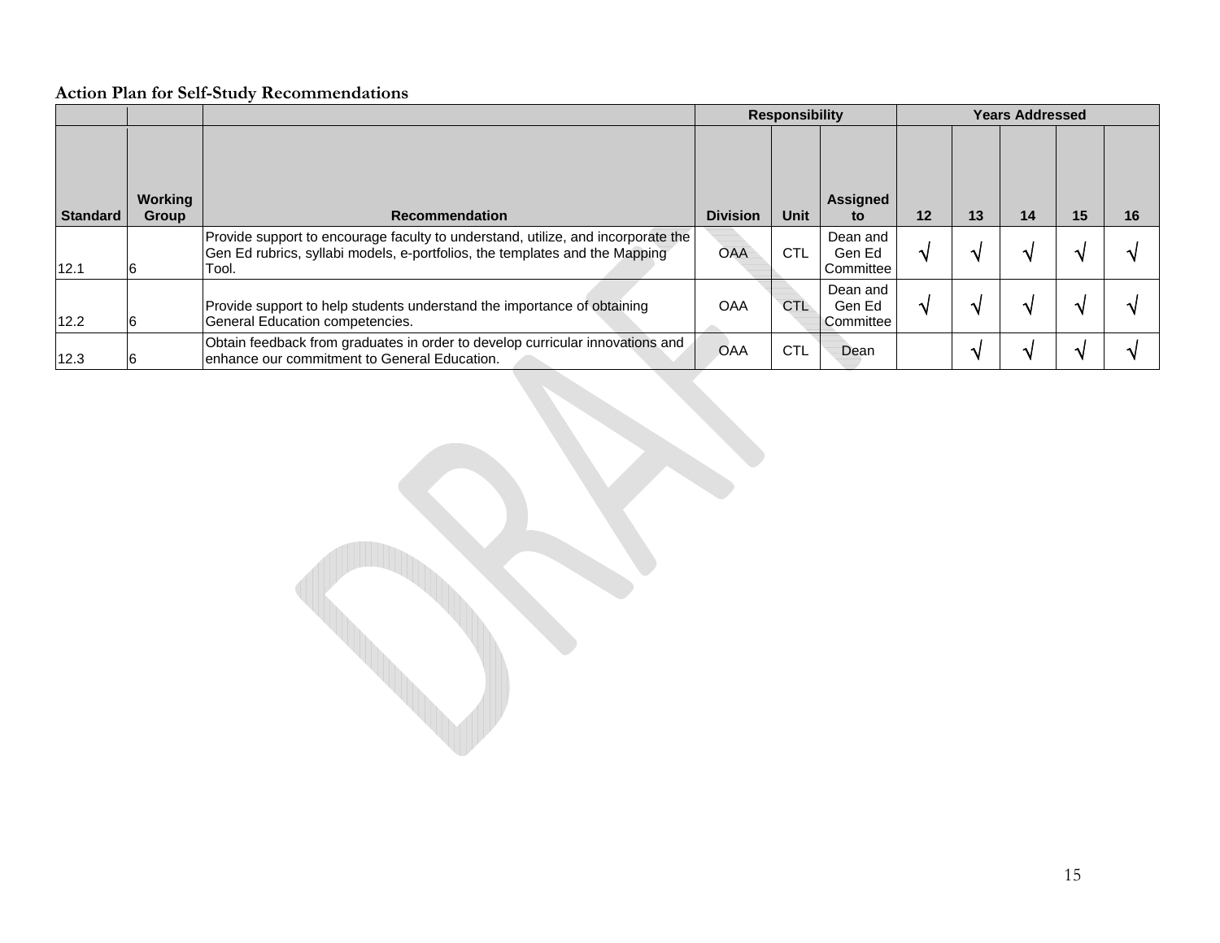**Action Plan for Self-Study Recommendations**

| | | | Responsibility | | | Years Addressed | | | | |
|---|---|---|---|---|---|---|---|---|---|---|
| Standard | Working Group | Recommendation | Division | Unit | Assigned to | 12 | 13 | 14 | 15 | 16 |
| 12.1 | 6 | Provide support to encourage faculty to understand, utilize, and incorporate the Gen Ed rubrics, syllabi models, e-portfolios, the templates and the Mapping Tool. | OAA | CTL | Dean and Gen Ed Committee | √ | √ | √ | √ | √ |
| 12.2 | 6 | Provide support to help students understand the importance of obtaining General Education competencies. | OAA | CTL | Dean and Gen Ed Committee | √ | √ | √ | √ | √ |
| 12.3 | 6 | Obtain feedback from graduates in order to develop curricular innovations and enhance our commitment to General Education. | OAA | CTL | Dean | | √ | √ | √ | √ |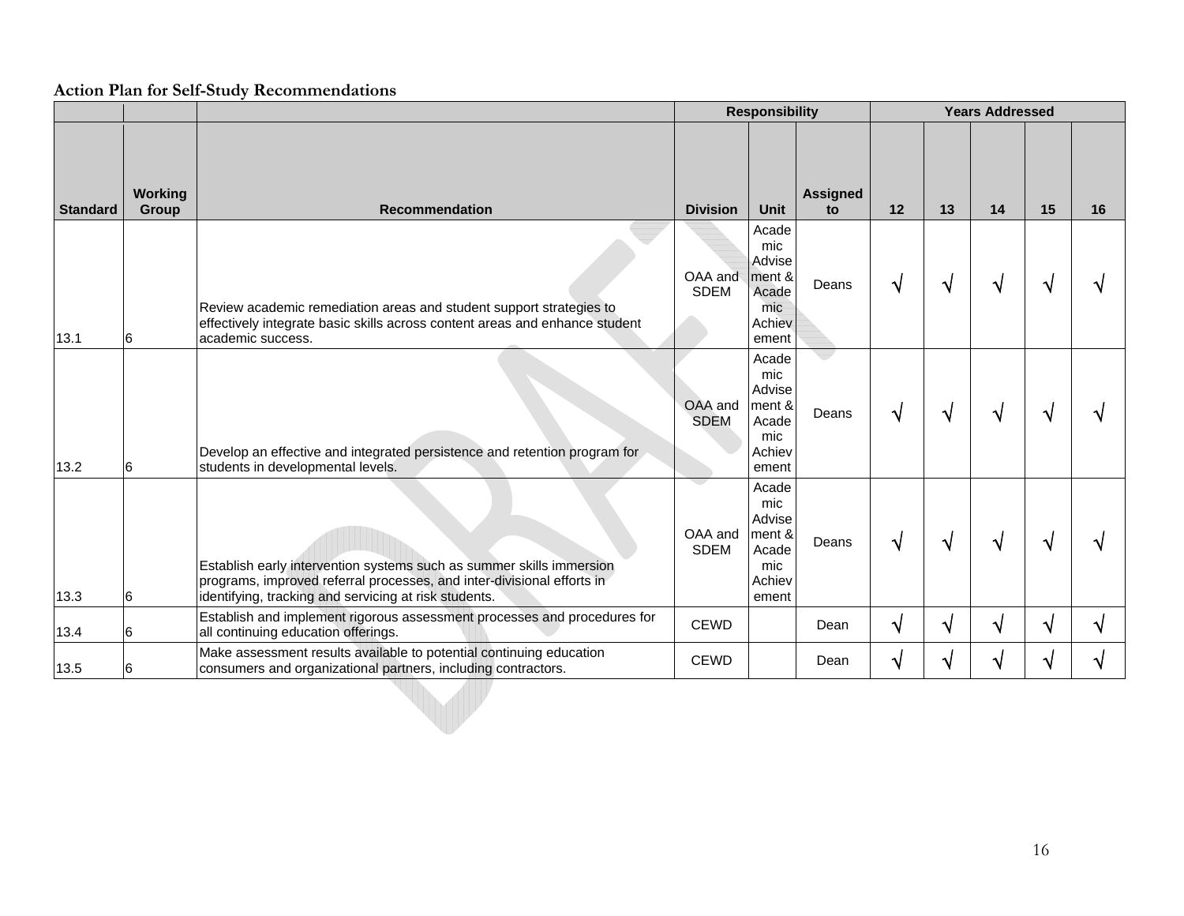**Action Plan for Self-Study Recommendations**

| | | | Responsibility | | | Years Addressed | | | | |
|---|---|---|---|---|---|---|---|---|---|---|
| **Standard** | **Working Group** | **Recommendation** | **Division** | **Unit** | **Assigned to** | **12** | **13** | **14** | **15** | **16** |
| 13.1 | 6 | Review academic remediation areas and student support strategies to effectively integrate basic skills across content areas and enhance student academic success. | OAA and SDEM | Academic Advisement & Academic Achievement | Deans | √ | √ | √ | √ | √ |
| 13.2 | 6 | Develop an effective and integrated persistence and retention program for students in developmental levels. | OAA and SDEM | Academic Advisement & Academic Achievement | Deans | √ | √ | √ | √ | √ |
| 13.3 | 6 | Establish early intervention systems such as summer skills immersion programs, improved referral processes, and inter-divisional efforts in identifying, tracking and servicing at risk students. | OAA and SDEM | Academic Advisement & Academic Achievement | Deans | √ | √ | √ | √ | √ |
| 13.4 | 6 | Establish and implement rigorous assessment processes and procedures for all continuing education offerings. | CEWD | | Dean | √ | √ | √ | √ | √ |
| 13.5 | 6 | Make assessment results available to potential continuing education consumers and organizational partners, including contractors. | CEWD | | Dean | √ | √ | √ | √ | √ |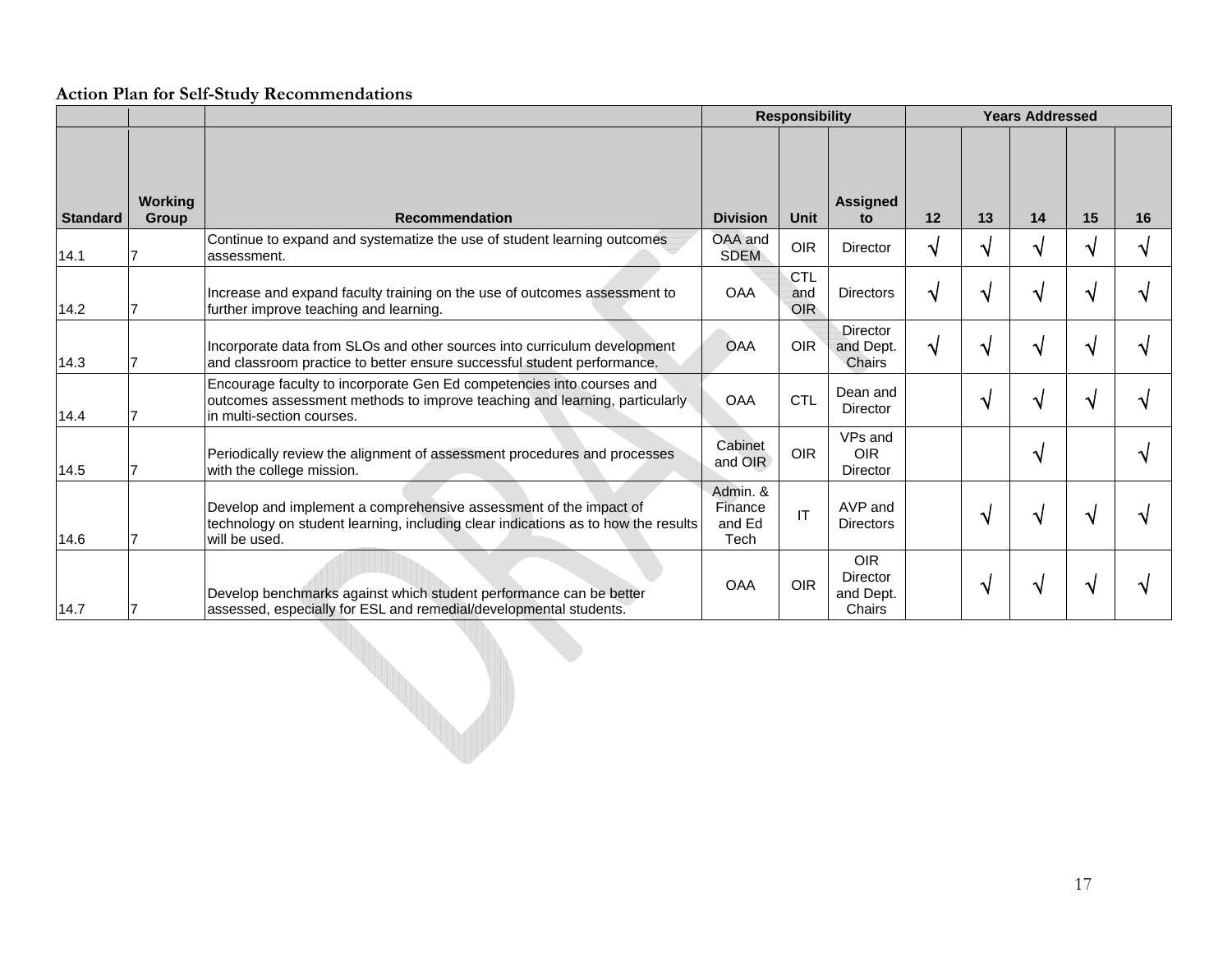**Action Plan for Self-Study Recommendations**

| | | | Responsibility | | | Years Addressed | | | | |
|---|---|---|---|---|---|---|---|---|---|---|
| **Standard** | **Working Group** | **Recommendation** | **Division** | **Unit** | **Assigned to** | **12** | **13** | **14** | **15** | **16** |
| 14.1 | 7 | Continue to expand and systematize the use of student learning outcomes assessment. | OAA and SDEM | OIR | Director | √ | √ | √ | √ | √ |
| 14.2 | 7 | Increase and expand faculty training on the use of outcomes assessment to further improve teaching and learning. | OAA | CTL and OIR | Directors | √ | √ | √ | √ | √ |
| 14.3 | 7 | Incorporate data from SLOs and other sources into curriculum development and classroom practice to better ensure successful student performance. | OAA | OIR | Director and Dept. Chairs | √ | √ | √ | √ | √ |
| 14.4 | 7 | Encourage faculty to incorporate Gen Ed competencies into courses and outcomes assessment methods to improve teaching and learning, particularly in multi-section courses. | OAA | CTL | Dean and Director | | √ | √ | √ | √ |
| 14.5 | 7 | Periodically review the alignment of assessment procedures and processes with the college mission. | Cabinet and OIR | OIR | VPs and OIR Director | | | √ | | √ |
| 14.6 | 7 | Develop and implement a comprehensive assessment of the impact of technology on student learning, including clear indications as to how the results will be used. | Admin. & Finance and Ed Tech | IT | AVP and Directors | | √ | √ | √ | √ |
| 14.7 | 7 | Develop benchmarks against which student performance can be better assessed, especially for ESL and remedial/developmental students. | OAA | OIR | OIR Director and Dept. Chairs | | √ | √ | √ | √ |